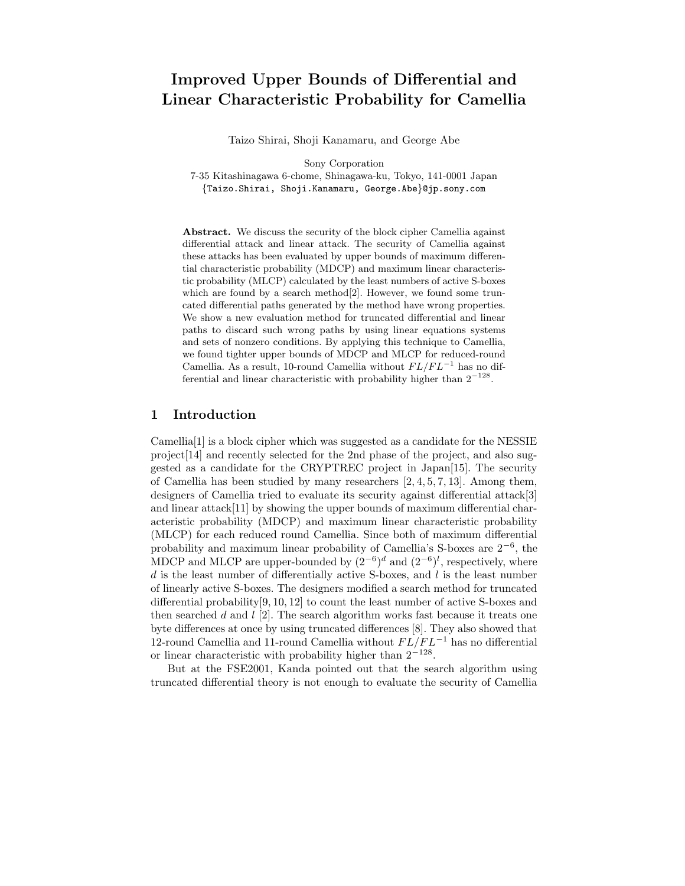# Improved Upper Bounds of Differential and Linear Characteristic Probability for Camellia

Taizo Shirai, Shoji Kanamaru, and George Abe

Sony Corporation
7-35 Kitashinagawa 6-chome, Shinagawa-ku, Tokyo, 141-0001 Japan
{Taizo.Shirai, Shoji.Kanamaru, George.Abe}@jp.sony.com

**Abstract.** We discuss the security of the block cipher Camellia against differential attack and linear attack. The security of Camellia against these attacks has been evaluated by upper bounds of maximum differential characteristic probability (MDCP) and maximum linear characteristic probability (MLCP) calculated by the least numbers of active S-boxes which are found by a search method[2]. However, we found some truncated differential paths generated by the method have wrong properties. We show a new evaluation method for truncated differential and linear paths to discard such wrong paths by using linear equations systems and sets of nonzero conditions. By applying this technique to Camellia, we found tighter upper bounds of MDCP and MLCP for reduced-round Camellia. As a result, 10-round Camellia without $FL/FL^{-1}$ has no differential and linear characteristic with probability higher than $2^{-128}$.

## 1 Introduction

Camellia[1] is a block cipher which was suggested as a candidate for the NESSIE project[14] and recently selected for the 2nd phase of the project, and also suggested as a candidate for the CRYPTREC project in Japan[15]. The security of Camellia has been studied by many researchers [2, 4, 5, 7, 13]. Among them, designers of Camellia tried to evaluate its security against differential attack[3] and linear attack[11] by showing the upper bounds of maximum differential characteristic probability (MDCP) and maximum linear characteristic probability (MLCP) for each reduced round Camellia. Since both of maximum differential probability and maximum linear probability of Camellia's S-boxes are $2^{-6}$, the MDCP and MLCP are upper-bounded by $(2^{-6})^d$ and $(2^{-6})^l$, respectively, where $d$ is the least number of differentially active S-boxes, and $l$ is the least number of linearly active S-boxes. The designers modified a search method for truncated differential probability[9, 10, 12] to count the least number of active S-boxes and then searched $d$ and $l$ [2]. The search algorithm works fast because it treats one byte differences at once by using truncated differences [8]. They also showed that 12-round Camellia and 11-round Camellia without $FL/FL^{-1}$ has no differential or linear characteristic with probability higher than $2^{-128}$.

But at the FSE2001, Kanda pointed out that the search algorithm using truncated differential theory is not enough to evaluate the security of Camellia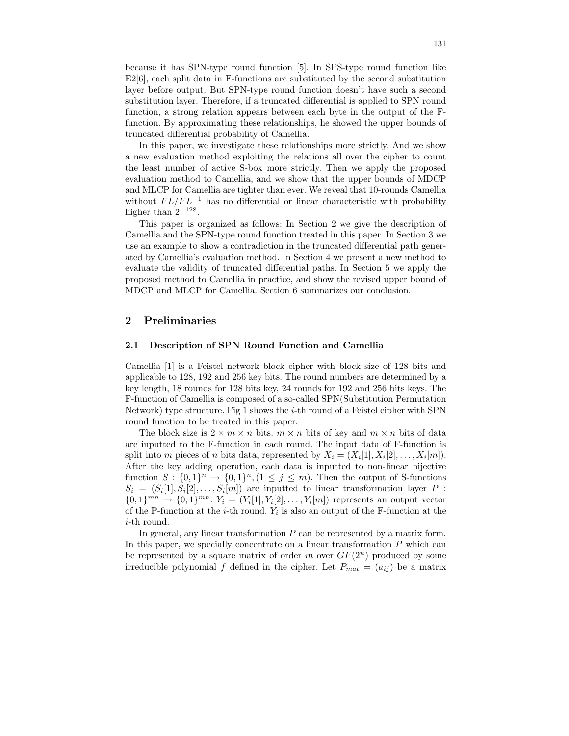because it has SPN-type round function [5]. In SPS-type round function like E2[6], each split data in F-functions are substituted by the second substitution layer before output. But SPN-type round function doesn't have such a second substitution layer. Therefore, if a truncated differential is applied to SPN round function, a strong relation appears between each byte in the output of the F-function. By approximating these relationships, he showed the upper bounds of truncated differential probability of Camellia.

In this paper, we investigate these relationships more strictly. And we show a new evaluation method exploiting the relations all over the cipher to count the least number of active S-box more strictly. Then we apply the proposed evaluation method to Camellia, and we show that the upper bounds of MDCP and MLCP for Camellia are tighter than ever. We reveal that 10-rounds Camellia without $FL/FL^{-1}$ has no differential or linear characteristic with probability higher than $2^{-128}$.

This paper is organized as follows: In Section 2 we give the description of Camellia and the SPN-type round function treated in this paper. In Section 3 we use an example to show a contradiction in the truncated differential path generated by Camellia's evaluation method. In Section 4 we present a new method to evaluate the validity of truncated differential paths. In Section 5 we apply the proposed method to Camellia in practice, and show the revised upper bound of MDCP and MLCP for Camellia. Section 6 summarizes our conclusion.

## 2 Preliminaries

### 2.1 Description of SPN Round Function and Camellia

Camellia [1] is a Feistel network block cipher with block size of 128 bits and applicable to 128, 192 and 256 key bits. The round numbers are determined by a key length, 18 rounds for 128 bits key, 24 rounds for 192 and 256 bits keys. The F-function of Camellia is composed of a so-called SPN(Substitution Permutation Network) type structure. Fig 1 shows the $i$-th round of a Feistel cipher with SPN round function to be treated in this paper.

The block size is $2 \times m \times n$ bits. $m \times n$ bits of key and $m \times n$ bits of data are inputted to the F-function in each round. The input data of F-function is split into $m$ pieces of $n$ bits data, represented by $X_i = (X_i[1], X_i[2], \ldots, X_i[m])$. After the key adding operation, each data is inputted to non-linear bijective function $S : \{0,1\}^n \to \{0,1\}^n, (1 \leq j \leq m)$. Then the output of S-functions $S_i = (S_i[1], S_i[2], \ldots, S_i[m])$ are inputted to linear transformation layer $P : \{0,1\}^{mn} \to \{0,1\}^{mn}$. $Y_i = (Y_i[1], Y_i[2], \ldots, Y_i[m])$ represents an output vector of the P-function at the $i$-th round. $Y_i$ is also an output of the F-function at the $i$-th round.

In general, any linear transformation $P$ can be represented by a matrix form. In this paper, we specially concentrate on a linear transformation $P$ which can be represented by a square matrix of order $m$ over $GF(2^n)$ produced by some irreducible polynomial $f$ defined in the cipher. Let $P_{mat} = (a_{ij})$ be a matrix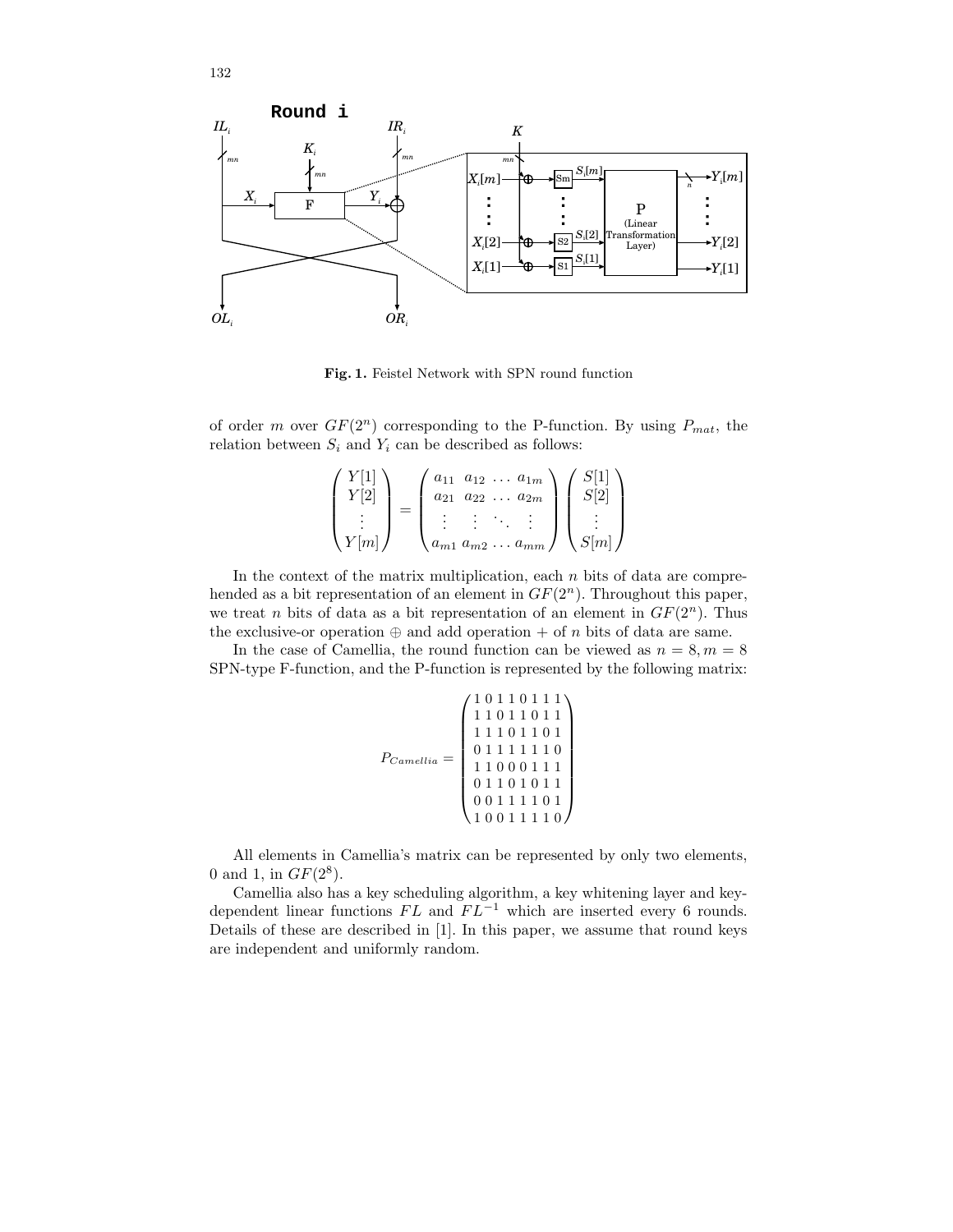**Fig. 1.** Feistel Network with SPN round function

of order $m$ over $GF(2^n)$ corresponding to the P-function. By using $P_{mat}$, the relation between $S_i$ and $Y_i$ can be described as follows:

$$\begin{pmatrix} Y[1] \\ Y[2] \\ \vdots \\ Y[m] \end{pmatrix} = \begin{pmatrix} a_{11} & a_{12} & \dots & a_{1m} \\ a_{21} & a_{22} & \dots & a_{2m} \\ \vdots & \vdots & \ddots & \vdots \\ a_{m1} & a_{m2} & \dots & a_{mm} \end{pmatrix} \begin{pmatrix} S[1] \\ S[2] \\ \vdots \\ S[m] \end{pmatrix}$$

In the context of the matrix multiplication, each $n$ bits of data are comprehended as a bit representation of an element in $GF(2^n)$. Throughout this paper, we treat $n$ bits of data as a bit representation of an element in $GF(2^n)$. Thus the exclusive-or operation $\oplus$ and add operation $+$ of $n$ bits of data are same.

In the case of Camellia, the round function can be viewed as $n = 8, m = 8$ SPN-type F-function, and the P-function is represented by the following matrix:

$$P_{Camellia} = \begin{pmatrix} 1&0&1&1&0&1&1&1 \\ 1&1&0&1&1&0&1&1 \\ 1&1&1&0&1&1&0&1 \\ 0&1&1&1&1&1&1&0 \\ 1&1&0&0&0&1&1&1 \\ 0&1&1&0&1&0&1&1 \\ 0&0&1&1&1&1&0&1 \\ 1&0&0&1&1&1&1&0 \end{pmatrix}$$

All elements in Camellia's matrix can be represented by only two elements, 0 and 1, in $GF(2^8)$.

Camellia also has a key scheduling algorithm, a key whitening layer and key-dependent linear functions $FL$ and $FL^{-1}$ which are inserted every 6 rounds. Details of these are described in [1]. In this paper, we assume that round keys are independent and uniformly random.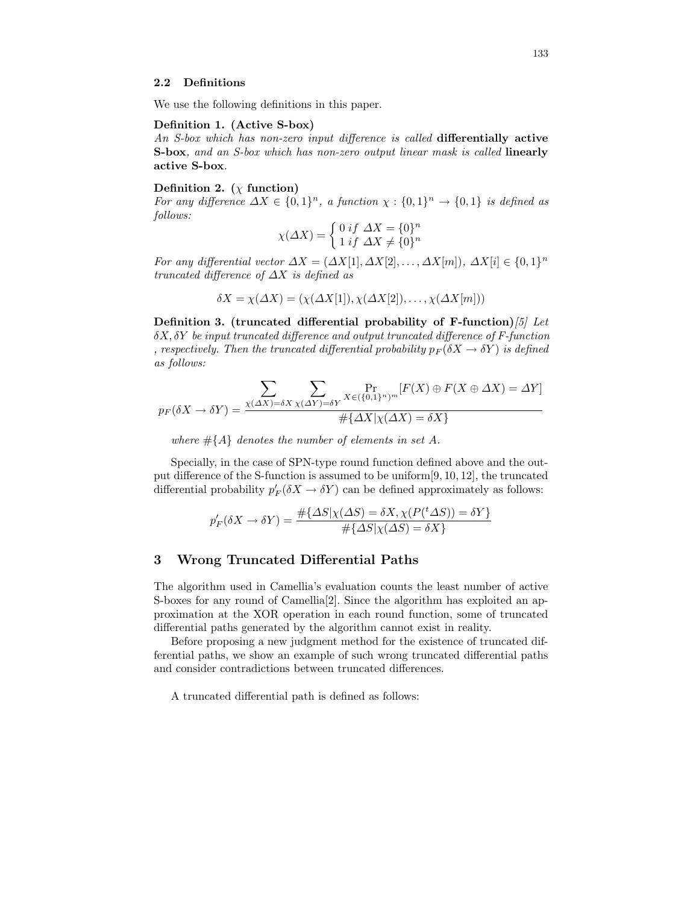### 2.2 Definitions

We use the following definitions in this paper.

**Definition 1. (Active S-box)**
*An S-box which has non-zero input difference is called* **differentially active S-box***, and an S-box which has non-zero output linear mask is called* **linearly active S-box***.*

**Definition 2. ($\chi$ function)**
*For any difference $\Delta X \in \{0,1\}^n$, a function $\chi : \{0,1\}^n \rightarrow \{0,1\}$ is defined as follows:*

$$\chi(\Delta X) = \begin{cases} 0 \; if \; \Delta X = \{0\}^n \\ 1 \; if \; \Delta X \neq \{0\}^n \end{cases}$$

*For any differential vector $\Delta X = (\Delta X[1], \Delta X[2], \ldots, \Delta X[m])$, $\Delta X[i] \in \{0,1\}^n$ truncated difference of $\Delta X$ is defined as*

$$\delta X = \chi(\Delta X) = (\chi(\Delta X[1]), \chi(\Delta X[2]), \ldots, \chi(\Delta X[m]))$$

**Definition 3. (truncated differential probability of F-function)**[5] *Let $\delta X, \delta Y$ be input truncated difference and output truncated difference of F-function , respectively. Then the truncated differential probability $p_F(\delta X \rightarrow \delta Y)$ is defined as follows:*

$$p_F(\delta X \rightarrow \delta Y) = \frac{\displaystyle\sum_{\chi(\Delta X)=\delta X} \sum_{\chi(\Delta Y)=\delta Y} \Pr_{X \in (\{0,1\}^n)^m}[F(X) \oplus F(X \oplus \Delta X) = \Delta Y]}{\#\{\Delta X | \chi(\Delta X) = \delta X\}}$$

*where $\#\{A\}$ denotes the number of elements in set A.*

Specially, in the case of SPN-type round function defined above and the output difference of the S-function is assumed to be uniform[9, 10, 12], the truncated differential probability $p'_F(\delta X \rightarrow \delta Y)$ can be defined approximately as follows:

$$p'_F(\delta X \rightarrow \delta Y) = \frac{\#\{\Delta S | \chi(\Delta S) = \delta X, \chi(P(^t \Delta S)) = \delta Y\}}{\#\{\Delta S | \chi(\Delta S) = \delta X\}}$$

## 3 Wrong Truncated Differential Paths

The algorithm used in Camellia's evaluation counts the least number of active S-boxes for any round of Camellia[2]. Since the algorithm has exploited an approximation at the XOR operation in each round function, some of truncated differential paths generated by the algorithm cannot exist in reality.

Before proposing a new judgment method for the existence of truncated differential paths, we show an example of such wrong truncated differential paths and consider contradictions between truncated differences.

A truncated differential path is defined as follows: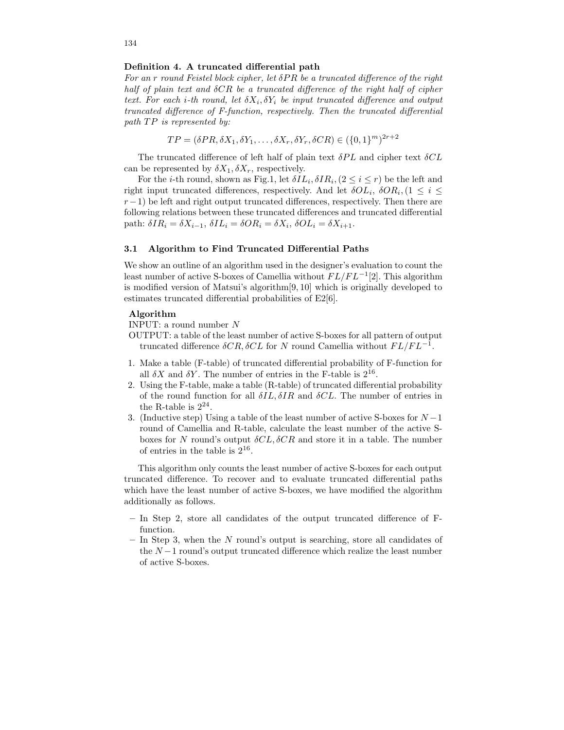**Definition 4. A truncated differential path**
*For an $r$ round Feistel block cipher, let $\delta PR$ be a truncated difference of the right half of plain text and $\delta CR$ be a truncated difference of the right half of cipher text. For each $i$-th round, let $\delta X_i, \delta Y_i$ be input truncated difference and output truncated difference of F-function, respectively. Then the truncated differential path $TP$ is represented by:*

$$TP = (\delta PR, \delta X_1, \delta Y_1, \ldots, \delta X_r, \delta Y_r, \delta CR) \in (\{0,1\}^m)^{2r+2}$$

The truncated difference of left half of plain text $\delta PL$ and cipher text $\delta CL$ can be represented by $\delta X_1, \delta X_r$, respectively.

For the $i$-th round, shown as Fig.1, let $\delta IL_i, \delta IR_i, (2 \leq i \leq r)$ be the left and right input truncated differences, respectively. And let $\delta OL_i$, $\delta OR_i, (1 \leq i \leq r-1)$ be left and right output truncated differences, respectively. Then there are following relations between these truncated differences and truncated differential path: $\delta IR_i = \delta X_{i-1}$, $\delta IL_i = \delta OR_i = \delta X_i$, $\delta OL_i = \delta X_{i+1}$.

### 3.1 Algorithm to Find Truncated Differential Paths

We show an outline of an algorithm used in the designer's evaluation to count the least number of active S-boxes of Camellia without $FL/FL^{-1}$[2]. This algorithm is modified version of Matsui's algorithm[9, 10] which is originally developed to estimates truncated differential probabilities of E2[6].

**Algorithm**
INPUT: a round number $N$
OUTPUT: a table of the least number of active S-boxes for all pattern of output truncated difference $\delta CR, \delta CL$ for $N$ round Camellia without $FL/FL^{-1}$.

1. Make a table (F-table) of truncated differential probability of F-function for all $\delta X$ and $\delta Y$. The number of entries in the F-table is $2^{16}$.
2. Using the F-table, make a table (R-table) of truncated differential probability of the round function for all $\delta IL, \delta IR$ and $\delta CL$. The number of entries in the R-table is $2^{24}$.
3. (Inductive step) Using a table of the least number of active S-boxes for $N-1$ round of Camellia and R-table, calculate the least number of the active S-boxes for $N$ round's output $\delta CL, \delta CR$ and store it in a table. The number of entries in the table is $2^{16}$.

This algorithm only counts the least number of active S-boxes for each output truncated difference. To recover and to evaluate truncated differential paths which have the least number of active S-boxes, we have modified the algorithm additionally as follows.

- In Step 2, store all candidates of the output truncated difference of F-function.
- In Step 3, when the $N$ round's output is searching, store all candidates of the $N-1$ round's output truncated difference which realize the least number of active S-boxes.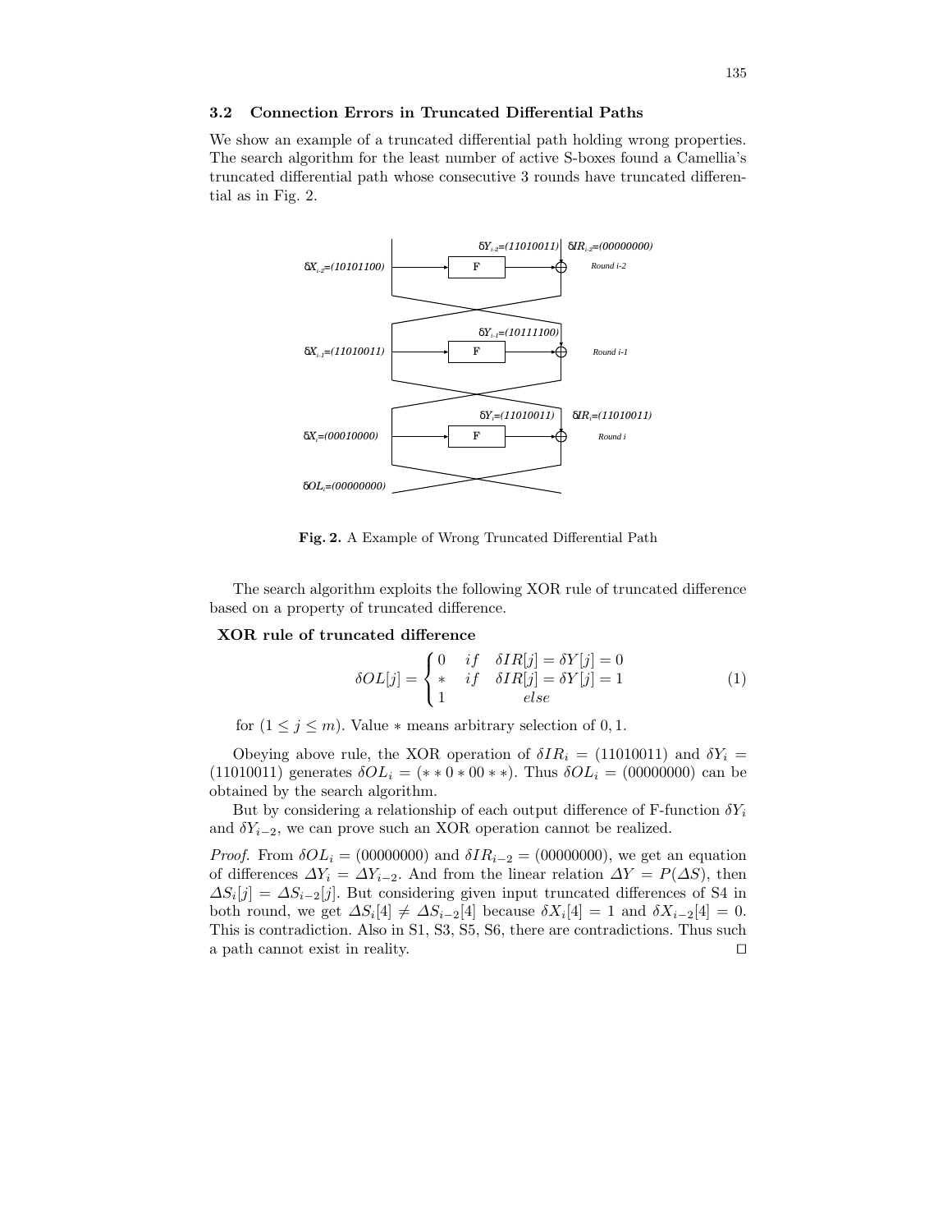### 3.2 Connection Errors in Truncated Differential Paths

We show an example of a truncated differential path holding wrong properties. The search algorithm for the least number of active S-boxes found a Camellia's truncated differential path whose consecutive 3 rounds have truncated differential as in Fig. 2.

**Fig. 2.** A Example of Wrong Truncated Differential Path

The search algorithm exploits the following XOR rule of truncated difference based on a property of truncated difference.

**XOR rule of truncated difference**

$$\delta OL[j] = \begin{cases} 0 & if \quad \delta IR[j] = \delta Y[j] = 0 \\ * & if \quad \delta IR[j] = \delta Y[j] = 1 \\ 1 & \qquad else \end{cases} \tag{1}$$

for $(1 \leq j \leq m)$. Value $*$ means arbitrary selection of $0, 1$.

Obeying above rule, the XOR operation of $\delta IR_i = (11010011)$ and $\delta Y_i = (11010011)$ generates $\delta OL_i = (**0*00**)$. Thus $\delta OL_i = (00000000)$ can be obtained by the search algorithm.

But by considering a relationship of each output difference of F-function $\delta Y_i$ and $\delta Y_{i-2}$, we can prove such an XOR operation cannot be realized.

*Proof.* From $\delta OL_i = (00000000)$ and $\delta IR_{i-2} = (00000000)$, we get an equation of differences $\Delta Y_i = \Delta Y_{i-2}$. And from the linear relation $\Delta Y = P(\Delta S)$, then $\Delta S_i[j] = \Delta S_{i-2}[j]$. But considering given input truncated differences of S4 in both round, we get $\Delta S_i[4] \neq \Delta S_{i-2}[4]$ because $\delta X_i[4] = 1$ and $\delta X_{i-2}[4] = 0$. This is contradiction. Also in S1, S3, S5, S6, there are contradictions. Thus such a path cannot exist in reality. $\square$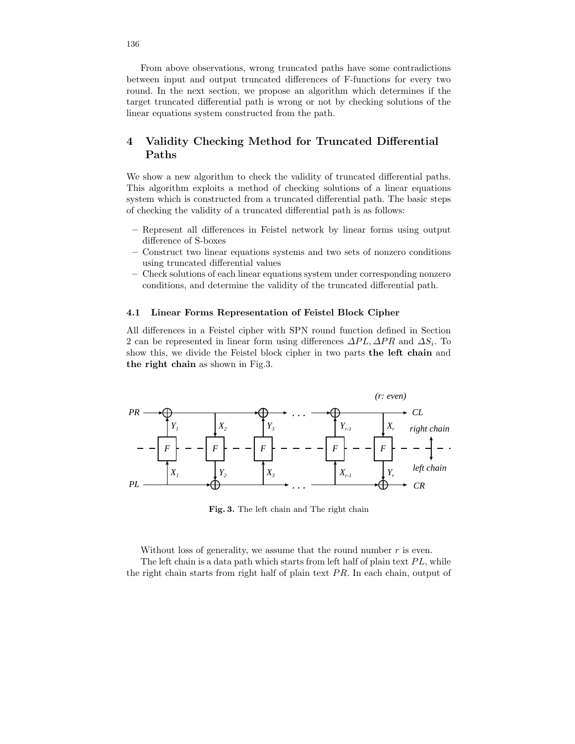From above observations, wrong truncated paths have some contradictions between input and output truncated differences of F-functions for every two round. In the next section, we propose an algorithm which determines if the target truncated differential path is wrong or not by checking solutions of the linear equations system constructed from the path.

## 4 Validity Checking Method for Truncated Differential Paths

We show a new algorithm to check the validity of truncated differential paths. This algorithm exploits a method of checking solutions of a linear equations system which is constructed from a truncated differential path. The basic steps of checking the validity of a truncated differential path is as follows:

- Represent all differences in Feistel network by linear forms using output difference of S-boxes
- Construct two linear equations systems and two sets of nonzero conditions using truncated differential values
- Check solutions of each linear equations system under corresponding nonzero conditions, and determine the validity of the truncated differential path.

### 4.1 Linear Forms Representation of Feistel Block Cipher

All differences in a Feistel cipher with SPN round function defined in Section 2 can be represented in linear form using differences $\Delta PL, \Delta PR$ and $\Delta S_i$. To show this, we divide the Feistel block cipher in two parts **the left chain** and **the right chain** as shown in Fig.3.

**Fig. 3.** The left chain and The right chain

Without loss of generality, we assume that the round number $r$ is even.

The left chain is a data path which starts from left half of plain text $PL$, while the right chain starts from right half of plain text $PR$. In each chain, output of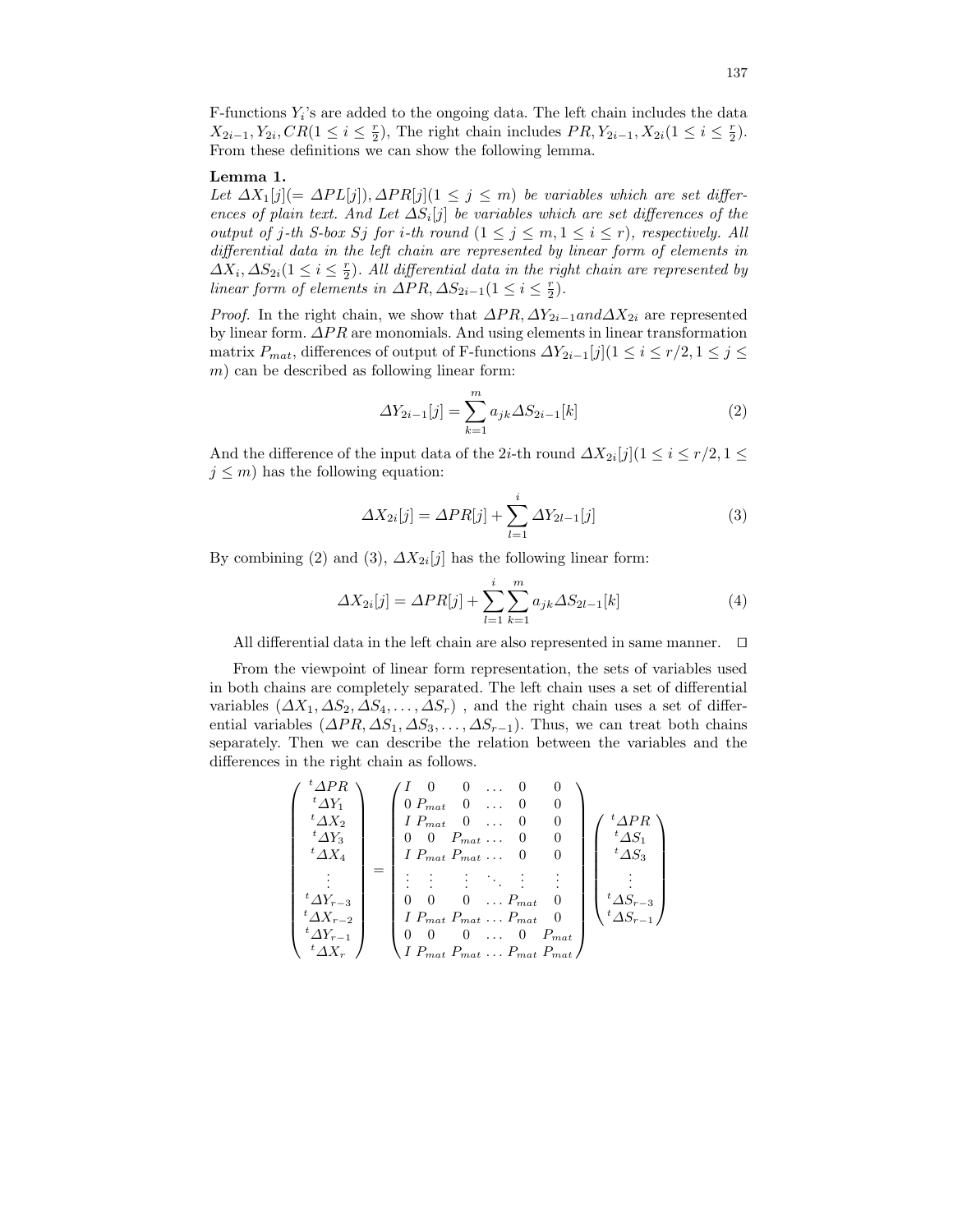F-functions $Y_i$'s are added to the ongoing data. The left chain includes the data $X_{2i-1}, Y_{2i}, CR (1 \leq i \leq \frac{r}{2})$, The right chain includes $PR, Y_{2i-1}, X_{2i} (1 \leq i \leq \frac{r}{2})$. From these definitions we can show the following lemma.

**Lemma 1.**
*Let $\Delta X_1[j] (= \Delta PL[j]), \Delta PR[j] (1 \leq j \leq m)$ be variables which are set differences of plain text. And Let $\Delta S_i[j]$ be variables which are set differences of the output of $j$-th S-box $Sj$ for $i$-th round $(1 \leq j \leq m, 1 \leq i \leq r)$, respectively. All differential data in the left chain are represented by linear form of elements in $\Delta X_i, \Delta S_{2i} (1 \leq i \leq \frac{r}{2})$. All differential data in the right chain are represented by linear form of elements in $\Delta PR, \Delta S_{2i-1} (1 \leq i \leq \frac{r}{2})$.*

*Proof.* In the right chain, we show that $\Delta PR, \Delta Y_{2i-1} and \Delta X_{2i}$ are represented by linear form. $\Delta PR$ are monomials. And using elements in linear transformation matrix $P_{mat}$, differences of output of F-functions $\Delta Y_{2i-1}[j] (1 \leq i \leq r/2, 1 \leq j \leq m)$ can be described as following linear form:

$$\Delta Y_{2i-1}[j] = \sum_{k=1}^{m} a_{jk} \Delta S_{2i-1}[k] \tag{2}$$

And the difference of the input data of the $2i$-th round $\Delta X_{2i}[j] (1 \leq i \leq r/2, 1 \leq j \leq m)$ has the following equation:

$$\Delta X_{2i}[j] = \Delta PR[j] + \sum_{l=1}^{i} \Delta Y_{2l-1}[j] \tag{3}$$

By combining (2) and (3), $\Delta X_{2i}[j]$ has the following linear form:

$$\Delta X_{2i}[j] = \Delta PR[j] + \sum_{l=1}^{i} \sum_{k=1}^{m} a_{jk} \Delta S_{2l-1}[k] \tag{4}$$

All differential data in the left chain are also represented in same manner. □

From the viewpoint of linear form representation, the sets of variables used in both chains are completely separated. The left chain uses a set of differential variables $(\Delta X_1, \Delta S_2, \Delta S_4, \ldots, \Delta S_r)$ , and the right chain uses a set of differential variables $(\Delta PR, \Delta S_1, \Delta S_3, \ldots, \Delta S_{r-1})$. Thus, we can treat both chains separately. Then we can describe the relation between the variables and the differences in the right chain as follows.

$$\begin{pmatrix} {}^t\Delta PR \\ {}^t\Delta Y_1 \\ {}^t\Delta X_2 \\ {}^t\Delta Y_3 \\ {}^t\Delta X_4 \\ \vdots \\ {}^t\Delta Y_{r-3} \\ {}^t\Delta X_{r-2} \\ {}^t\Delta Y_{r-1} \\ {}^t\Delta X_r \end{pmatrix} = \begin{pmatrix} I & 0 & 0 & \ldots & 0 & 0 \\ 0 & P_{mat} & 0 & \ldots & 0 & 0 \\ I & P_{mat} & 0 & \ldots & 0 & 0 \\ 0 & 0 & P_{mat} & \ldots & 0 & 0 \\ I & P_{mat} & P_{mat} & \ldots & 0 & 0 \\ \vdots & \vdots & \vdots & \ddots & \vdots & \vdots \\ 0 & 0 & 0 & \ldots & P_{mat} & 0 \\ I & P_{mat} & P_{mat} & \ldots & P_{mat} & 0 \\ 0 & 0 & 0 & \ldots & 0 & P_{mat} \\ I & P_{mat} & P_{mat} & \ldots & P_{mat} & P_{mat} \end{pmatrix} \begin{pmatrix} {}^t\Delta PR \\ {}^t\Delta S_1 \\ {}^t\Delta S_3 \\ \vdots \\ {}^t\Delta S_{r-3} \\ {}^t\Delta S_{r-1} \end{pmatrix}$$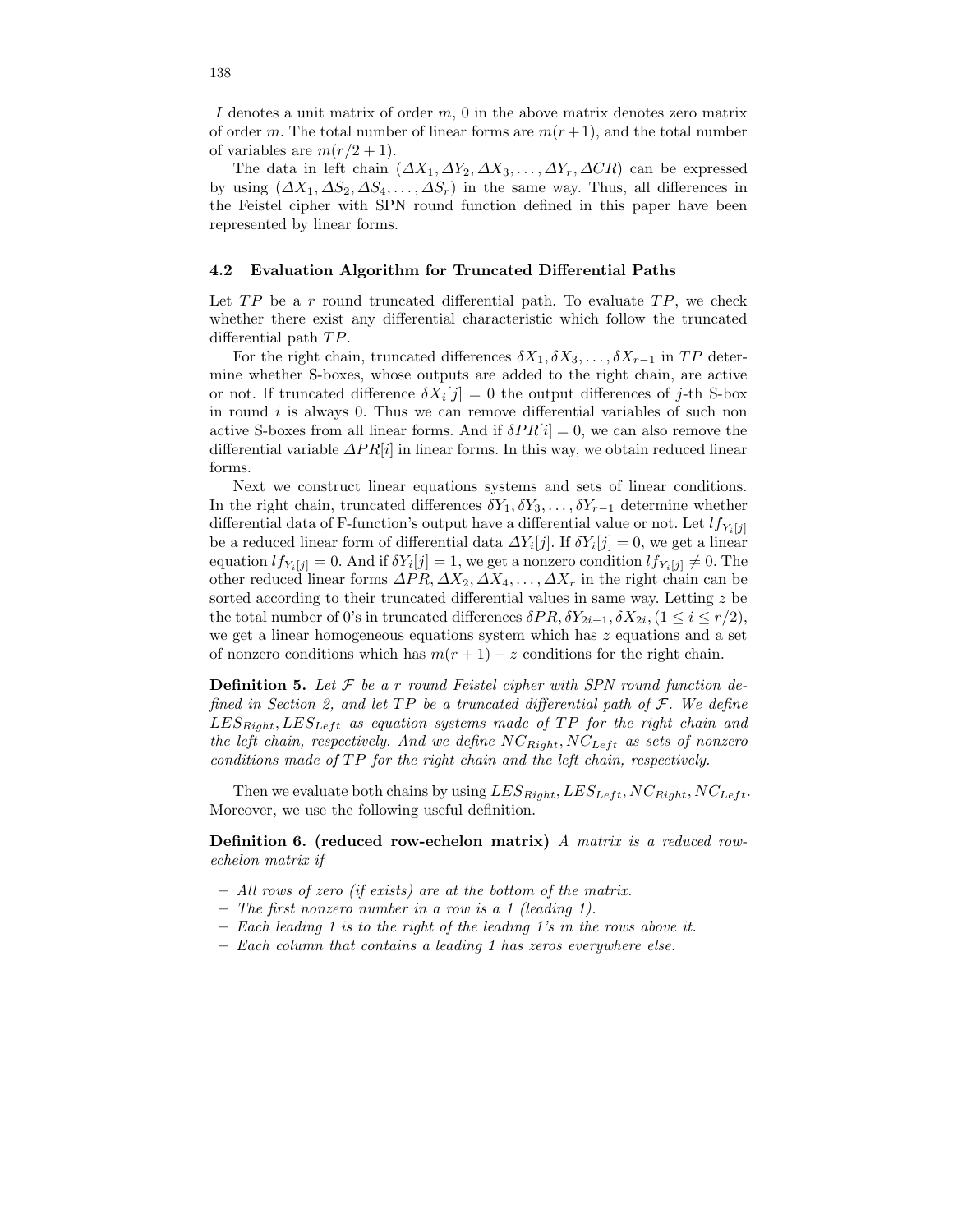$I$ denotes a unit matrix of order $m$, 0 in the above matrix denotes zero matrix of order $m$. The total number of linear forms are $m(r+1)$, and the total number of variables are $m(r/2+1)$.

The data in left chain $(\Delta X_1, \Delta Y_2, \Delta X_3, \ldots, \Delta Y_r, \Delta CR)$ can be expressed by using $(\Delta X_1, \Delta S_2, \Delta S_4, \ldots, \Delta S_r)$ in the same way. Thus, all differences in the Feistel cipher with SPN round function defined in this paper have been represented by linear forms.

### 4.2 Evaluation Algorithm for Truncated Differential Paths

Let $TP$ be a $r$ round truncated differential path. To evaluate $TP$, we check whether there exist any differential characteristic which follow the truncated differential path $TP$.

For the right chain, truncated differences $\delta X_1, \delta X_3, \ldots, \delta X_{r-1}$ in $TP$ determine whether S-boxes, whose outputs are added to the right chain, are active or not. If truncated difference $\delta X_i[j] = 0$ the output differences of $j$-th S-box in round $i$ is always 0. Thus we can remove differential variables of such non active S-boxes from all linear forms. And if $\delta PR[i] = 0$, we can also remove the differential variable $\Delta PR[i]$ in linear forms. In this way, we obtain reduced linear forms.

Next we construct linear equations systems and sets of linear conditions. In the right chain, truncated differences $\delta Y_1, \delta Y_3, \ldots, \delta Y_{r-1}$ determine whether differential data of F-function's output have a differential value or not. Let $lf_{Y_i[j]}$ be a reduced linear form of differential data $\Delta Y_i[j]$. If $\delta Y_i[j] = 0$, we get a linear equation $lf_{Y_i[j]} = 0$. And if $\delta Y_i[j] = 1$, we get a nonzero condition $lf_{Y_i[j]} \neq 0$. The other reduced linear forms $\Delta PR, \Delta X_2, \Delta X_4, \ldots, \Delta X_r$ in the right chain can be sorted according to their truncated differential values in same way. Letting $z$ be the total number of 0's in truncated differences $\delta PR, \delta Y_{2i-1}, \delta X_{2i}, (1 \leq i \leq r/2)$, we get a linear homogeneous equations system which has $z$ equations and a set of nonzero conditions which has $m(r+1) - z$ conditions for the right chain.

**Definition 5.** *Let $\mathcal{F}$ be a $r$ round Feistel cipher with SPN round function defined in Section 2, and let $TP$ be a truncated differential path of $\mathcal{F}$. We define $LES_{Right}, LES_{Left}$ as equation systems made of $TP$ for the right chain and the left chain, respectively. And we define $NC_{Right}, NC_{Left}$ as sets of nonzero conditions made of $TP$ for the right chain and the left chain, respectively.*

Then we evaluate both chains by using $LES_{Right}, LES_{Left}, NC_{Right}, NC_{Left}$. Moreover, we use the following useful definition.

**Definition 6. (reduced row-echelon matrix)** *A matrix is a reduced row-echelon matrix if*

- *All rows of zero (if exists) are at the bottom of the matrix.*
- *The first nonzero number in a row is a 1 (leading 1).*
- *Each leading 1 is to the right of the leading 1's in the rows above it.*
- *Each column that contains a leading 1 has zeros everywhere else.*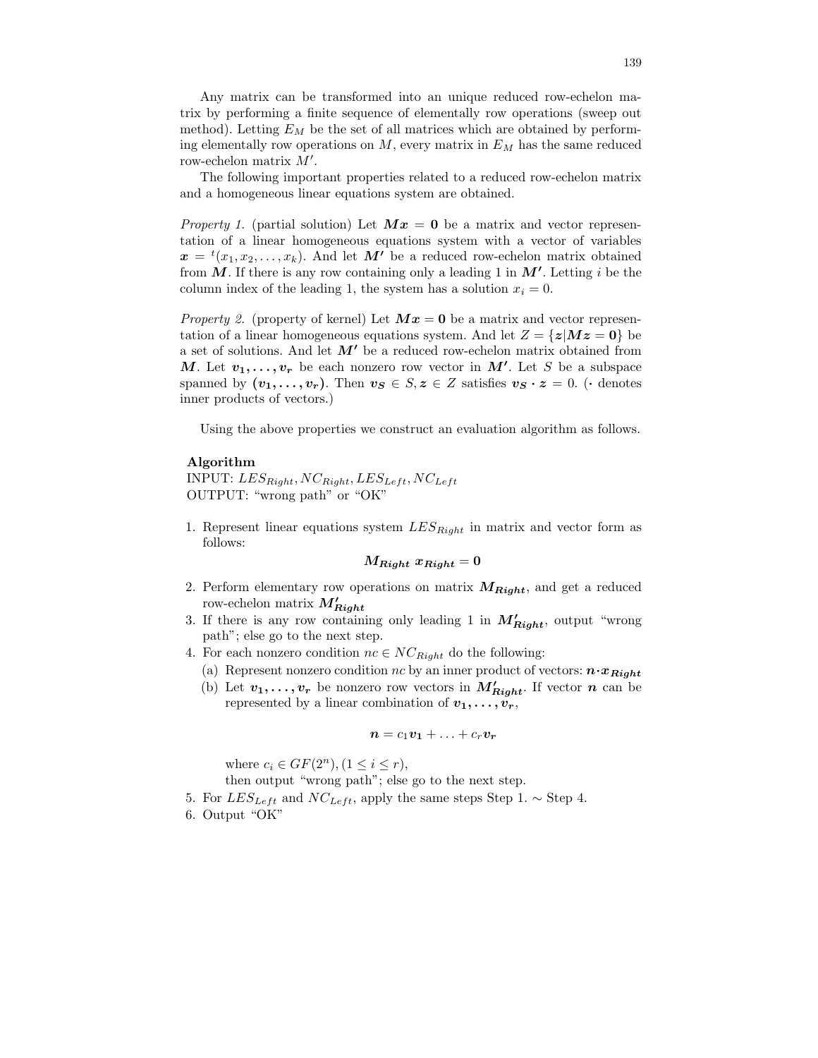Any matrix can be transformed into an unique reduced row-echelon matrix by performing a finite sequence of elementally row operations (sweep out method). Letting $E_M$ be the set of all matrices which are obtained by performing elementally row operations on $M$, every matrix in $E_M$ has the same reduced row-echelon matrix $M'$.

The following important properties related to a reduced row-echelon matrix and a homogeneous linear equations system are obtained.

*Property 1.* (partial solution) Let $\boldsymbol{Mx} = \boldsymbol{0}$ be a matrix and vector representation of a linear homogeneous equations system with a vector of variables $\boldsymbol{x} = {}^t(x_1, x_2, \ldots, x_k)$. And let $\boldsymbol{M'}$ be a reduced row-echelon matrix obtained from $\boldsymbol{M}$. If there is any row containing only a leading 1 in $\boldsymbol{M'}$. Letting $i$ be the column index of the leading 1, the system has a solution $x_i = 0$.

*Property 2.* (property of kernel) Let $\boldsymbol{Mx} = \boldsymbol{0}$ be a matrix and vector representation of a linear homogeneous equations system. And let $Z = \{\boldsymbol{z} | \boldsymbol{Mz} = \boldsymbol{0}\}$ be a set of solutions. And let $\boldsymbol{M'}$ be a reduced row-echelon matrix obtained from $\boldsymbol{M}$. Let $\boldsymbol{v_1}, \ldots, \boldsymbol{v_r}$ be each nonzero row vector in $\boldsymbol{M'}$. Let $S$ be a subspace spanned by $(\boldsymbol{v_1}, \ldots, \boldsymbol{v_r})$. Then $\boldsymbol{v_S} \in S, \boldsymbol{z} \in Z$ satisfies $\boldsymbol{v_S} \cdot \boldsymbol{z} = 0$. ($\cdot$ denotes inner products of vectors.)

Using the above properties we construct an evaluation algorithm as follows.

**Algorithm**
INPUT: $LES_{Right}, NC_{Right}, LES_{Left}, NC_{Left}$
OUTPUT: "wrong path" or "OK"

1. Represent linear equations system $LES_{Right}$ in matrix and vector form as follows:
$$\boldsymbol{M_{Right}}\ \boldsymbol{x_{Right}} = \boldsymbol{0}$$
2. Perform elementary row operations on matrix $\boldsymbol{M_{Right}}$, and get a reduced row-echelon matrix $\boldsymbol{M'_{Right}}$
3. If there is any row containing only leading 1 in $\boldsymbol{M'_{Right}}$, output "wrong path"; else go to the next step.
4. For each nonzero condition $nc \in NC_{Right}$ do the following:
   (a) Represent nonzero condition $nc$ by an inner product of vectors: $\boldsymbol{n} \cdot \boldsymbol{x_{Right}}$
   (b) Let $\boldsymbol{v_1}, \ldots, \boldsymbol{v_r}$ be nonzero row vectors in $\boldsymbol{M'_{Right}}$. If vector $\boldsymbol{n}$ can be represented by a linear combination of $\boldsymbol{v_1}, \ldots, \boldsymbol{v_r}$,
   $$\boldsymbol{n} = c_1\boldsymbol{v_1} + \ldots + c_r\boldsymbol{v_r}$$
   where $c_i \in GF(2^n), (1 \leq i \leq r)$,
   then output "wrong path"; else go to the next step.
5. For $LES_{Left}$ and $NC_{Left}$, apply the same steps Step 1. $\sim$ Step 4.
6. Output "OK"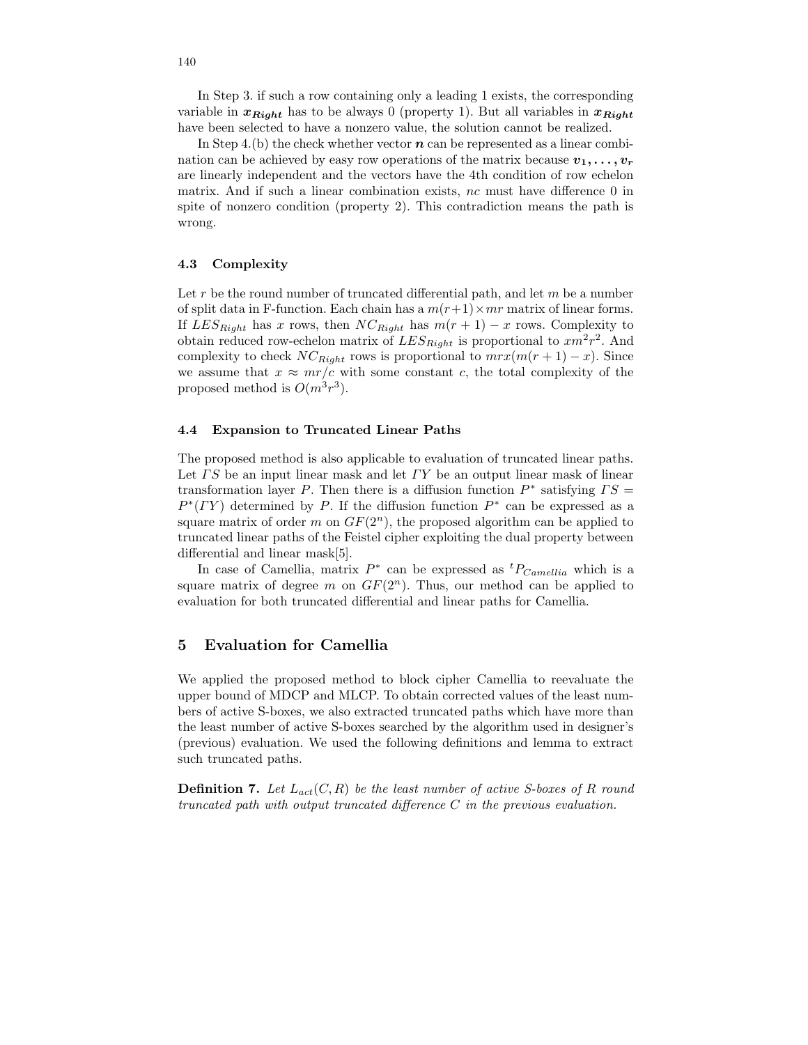In Step 3. if such a row containing only a leading 1 exists, the corresponding variable in $\boldsymbol{x_{Right}}$ has to be always 0 (property 1). But all variables in $\boldsymbol{x_{Right}}$ have been selected to have a nonzero value, the solution cannot be realized.

In Step 4.(b) the check whether vector $\boldsymbol{n}$ can be represented as a linear combination can be achieved by easy row operations of the matrix because $\boldsymbol{v_1}, \ldots, \boldsymbol{v_r}$ are linearly independent and the vectors have the 4th condition of row echelon matrix. And if such a linear combination exists, $nc$ must have difference 0 in spite of nonzero condition (property 2). This contradiction means the path is wrong.

### 4.3 Complexity

Let $r$ be the round number of truncated differential path, and let $m$ be a number of split data in F-function. Each chain has a $m(r+1) \times mr$ matrix of linear forms. If $LES_{Right}$ has $x$ rows, then $NC_{Right}$ has $m(r+1) - x$ rows. Complexity to obtain reduced row-echelon matrix of $LES_{Right}$ is proportional to $xm^2r^2$. And complexity to check $NC_{Right}$ rows is proportional to $mrx(m(r+1) - x)$. Since we assume that $x \approx mr/c$ with some constant $c$, the total complexity of the proposed method is $O(m^3r^3)$.

### 4.4 Expansion to Truncated Linear Paths

The proposed method is also applicable to evaluation of truncated linear paths. Let $\Gamma S$ be an input linear mask and let $\Gamma Y$ be an output linear mask of linear transformation layer $P$. Then there is a diffusion function $P^*$ satisfying $\Gamma S = P^*(\Gamma Y)$ determined by $P$. If the diffusion function $P^*$ can be expressed as a square matrix of order $m$ on $GF(2^n)$, the proposed algorithm can be applied to truncated linear paths of the Feistel cipher exploiting the dual property between differential and linear mask[5].

In case of Camellia, matrix $P^*$ can be expressed as ${}^tP_{Camellia}$ which is a square matrix of degree $m$ on $GF(2^n)$. Thus, our method can be applied to evaluation for both truncated differential and linear paths for Camellia.

## 5 Evaluation for Camellia

We applied the proposed method to block cipher Camellia to reevaluate the upper bound of MDCP and MLCP. To obtain corrected values of the least numbers of active S-boxes, we also extracted truncated paths which have more than the least number of active S-boxes searched by the algorithm used in designer's (previous) evaluation. We used the following definitions and lemma to extract such truncated paths.

**Definition 7.** *Let $L_{act}(C, R)$ be the least number of active S-boxes of $R$ round truncated path with output truncated difference $C$ in the previous evaluation.*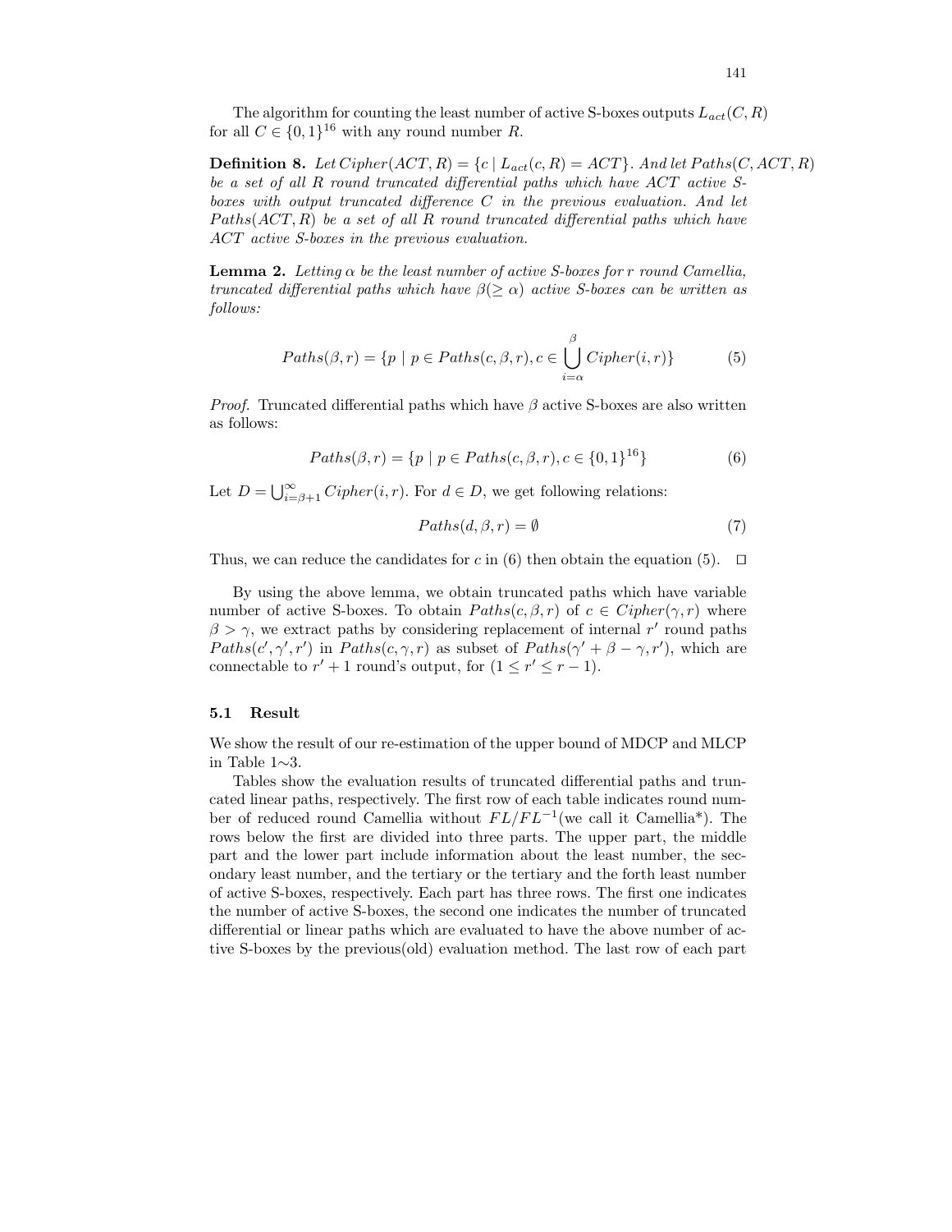The algorithm for counting the least number of active S-boxes outputs $L_{act}(C, R)$ for all $C \in \{0,1\}^{16}$ with any round number $R$.

**Definition 8.** *Let* $Cipher(ACT, R) = \{c \mid L_{act}(c, R) = ACT\}$. *And let* $Paths(C, ACT, R)$ *be a set of all* $R$ *round truncated differential paths which have* $ACT$ *active S-boxes with output truncated difference* $C$ *in the previous evaluation. And let* $Paths(ACT, R)$ *be a set of all* $R$ *round truncated differential paths which have* $ACT$ *active S-boxes in the previous evaluation.*

**Lemma 2.** *Letting* $\alpha$ *be the least number of active S-boxes for* $r$ *round Camellia, truncated differential paths which have* $\beta (\geq \alpha)$ *active S-boxes can be written as follows:*

$$Paths(\beta, r) = \{p \mid p \in Paths(c, \beta, r), c \in \bigcup_{i=\alpha}^{\beta} Cipher(i, r)\} \tag{5}$$

*Proof.* Truncated differential paths which have $\beta$ active S-boxes are also written as follows:

$$Paths(\beta, r) = \{p \mid p \in Paths(c, \beta, r), c \in \{0,1\}^{16}\} \tag{6}$$

Let $D = \bigcup_{i=\beta+1}^{\infty} Cipher(i, r)$. For $d \in D$, we get following relations:

$$Paths(d, \beta, r) = \emptyset \tag{7}$$

Thus, we can reduce the candidates for $c$ in (6) then obtain the equation (5). $\square$

By using the above lemma, we obtain truncated paths which have variable number of active S-boxes. To obtain $Paths(c, \beta, r)$ of $c \in Cipher(\gamma, r)$ where $\beta > \gamma$, we extract paths by considering replacement of internal $r'$ round paths $Paths(c', \gamma', r')$ in $Paths(c, \gamma, r)$ as subset of $Paths(\gamma' + \beta - \gamma, r')$, which are connectable to $r' + 1$ round's output, for $(1 \leq r' \leq r - 1)$.

### 5.1 Result

We show the result of our re-estimation of the upper bound of MDCP and MLCP in Table 1∼3.

Tables show the evaluation results of truncated differential paths and truncated linear paths, respectively. The first row of each table indicates round number of reduced round Camellia without $FL/FL^{-1}$(we call it Camellia*). The rows below the first are divided into three parts. The upper part, the middle part and the lower part include information about the least number, the secondary least number, and the tertiary or the tertiary and the forth least number of active S-boxes, respectively. Each part has three rows. The first one indicates the number of active S-boxes, the second one indicates the number of truncated differential or linear paths which are evaluated to have the above number of active S-boxes by the previous(old) evaluation method. The last row of each part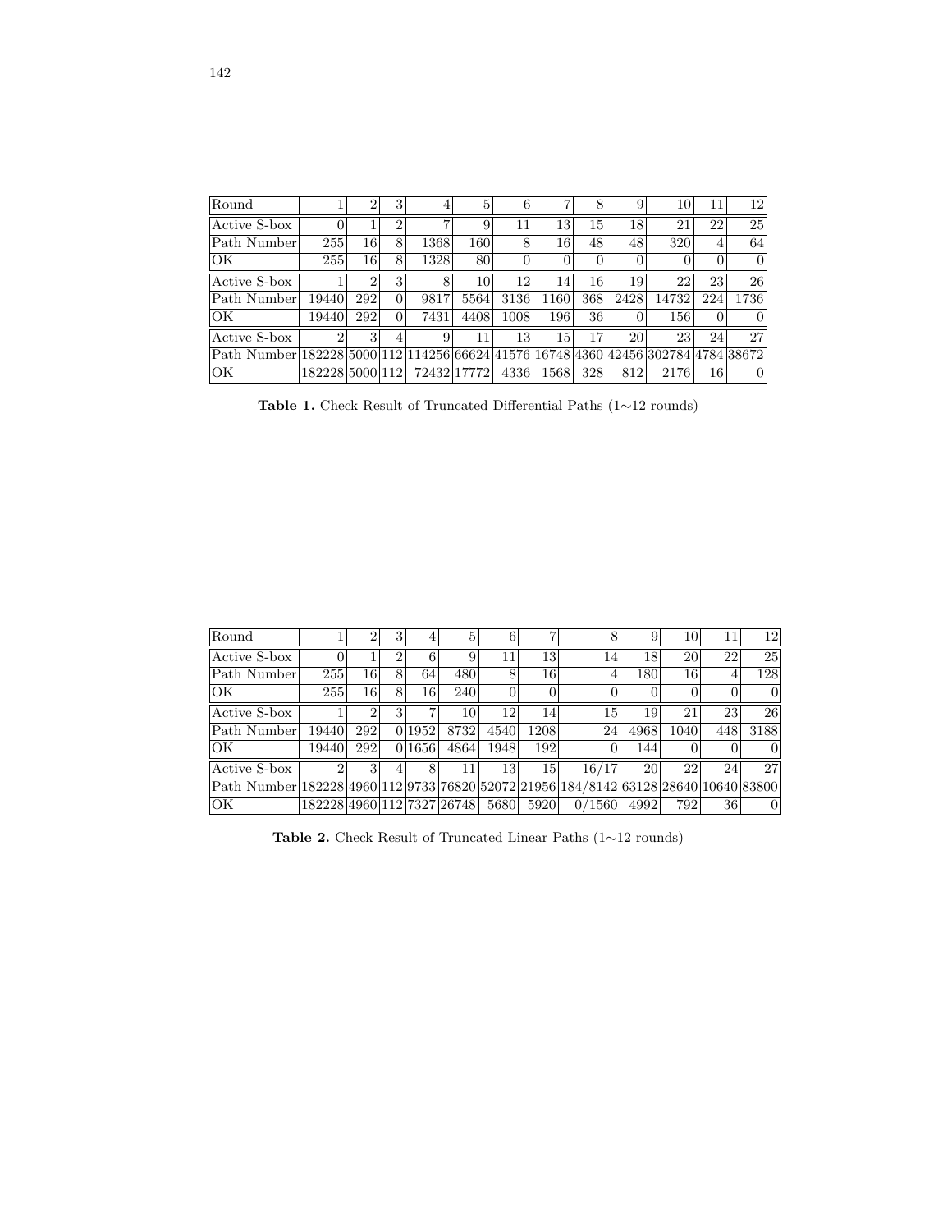| Round | 1 | 2 | 3 | 4 | 5 | 6 | 7 | 8 | 9 | 10 | 11 | 12 |
| --- | --- | --- | --- | --- | --- | --- | --- | --- | --- | --- | --- | --- |
| Active S-box | 0 | 1 | 2 | 7 | 9 | 11 | 13 | 15 | 18 | 21 | 22 | 25 |
| Path Number | 255 | 16 | 8 | 1368 | 160 | 8 | 16 | 48 | 48 | 320 | 4 | 64 |
| OK | 255 | 16 | 8 | 1328 | 80 | 0 | 0 | 0 | 0 | 0 | 0 | 0 |
| Active S-box | 1 | 2 | 3 | 8 | 10 | 12 | 14 | 16 | 19 | 22 | 23 | 26 |
| Path Number | 19440 | 292 | 0 | 9817 | 5564 | 3136 | 1160 | 368 | 2428 | 14732 | 224 | 1736 |
| OK | 19440 | 292 | 0 | 7431 | 4408 | 1008 | 196 | 36 | 0 | 156 | 0 | 0 |
| Active S-box | 2 | 3 | 4 | 9 | 11 | 13 | 15 | 17 | 20 | 23 | 24 | 27 |
| Path Number | 182228 | 5000 | 112 | 114256 | 66624 | 41576 | 16748 | 4360 | 42456 | 302784 | 4784 | 38672 |
| OK | 182228 | 5000 | 112 | 72432 | 17772 | 4336 | 1568 | 328 | 812 | 2176 | 16 | 0 |

**Table 1.** Check Result of Truncated Differential Paths (1∼12 rounds)

| Round | 1 | 2 | 3 | 4 | 5 | 6 | 7 | 8 | 9 | 10 | 11 | 12 |
| --- | --- | --- | --- | --- | --- | --- | --- | --- | --- | --- | --- | --- |
| Active S-box | 0 | 1 | 2 | 6 | 9 | 11 | 13 | 14 | 18 | 20 | 22 | 25 |
| Path Number | 255 | 16 | 8 | 64 | 480 | 8 | 16 | 4 | 180 | 16 | 4 | 128 |
| OK | 255 | 16 | 8 | 16 | 240 | 0 | 0 | 0 | 0 | 0 | 0 | 0 |
| Active S-box | 1 | 2 | 3 | 7 | 10 | 12 | 14 | 15 | 19 | 21 | 23 | 26 |
| Path Number | 19440 | 292 | 0 | 1952 | 8732 | 4540 | 1208 | 24 | 4968 | 1040 | 448 | 3188 |
| OK | 19440 | 292 | 0 | 1656 | 4864 | 1948 | 192 | 0 | 144 | 0 | 0 | 0 |
| Active S-box | 2 | 3 | 4 | 8 | 11 | 13 | 15 | 16/17 | 20 | 22 | 24 | 27 |
| Path Number | 182228 | 4960 | 112 | 9733 | 76820 | 52072 | 21956 | 184/8142 | 63128 | 28640 | 10640 | 83800 |
| OK | 182228 | 4960 | 112 | 7327 | 26748 | 5680 | 5920 | 0/1560 | 4992 | 792 | 36 | 0 |

**Table 2.** Check Result of Truncated Linear Paths (1∼12 rounds)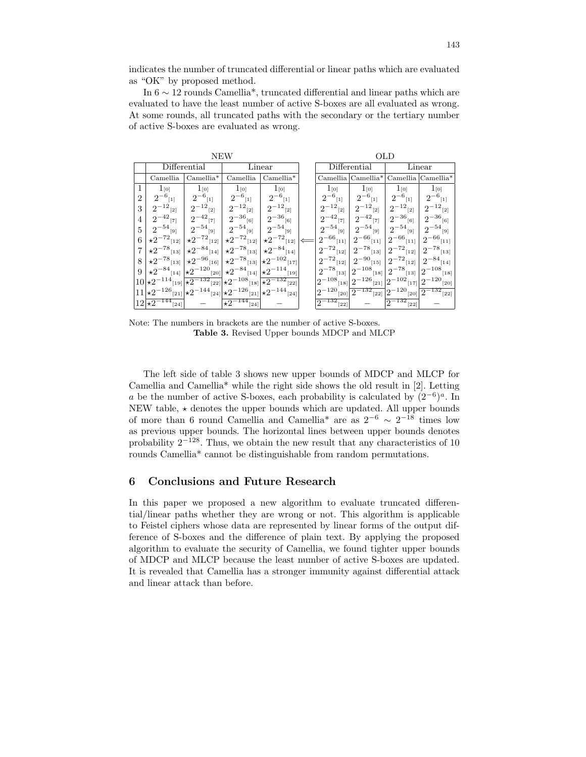indicates the number of truncated differential or linear paths which are evaluated as "OK" by proposed method.

In $6 \sim 12$ rounds Camellia*, truncated differential and linear paths which are evaluated to have the least number of active S-boxes are all evaluated as wrong. At some rounds, all truncated paths with the secondary or the tertiary number of active S-boxes are evaluated as wrong.

| | NEW | | | | | OLD | | | |
|---|---|---|---|---|---|---|---|---|---|
| | Differential | | Linear | | | Differential | | Linear | |
| | Camellia | Camellia* | Camellia | Camellia* | | Camellia | Camellia* | Camellia | Camellia* |
| 1 | $1_{[0]}$ | $1_{[0]}$ | $1_{[0]}$ | $1_{[0]}$ | | $1_{[0]}$ | $1_{[0]}$ | $1_{[0]}$ | $1_{[0]}$ |
| 2 | $2^{-6}{}_{[1]}$ | $2^{-6}{}_{[1]}$ | $2^{-6}{}_{[1]}$ | $2^{-6}{}_{[1]}$ | | $2^{-6}{}_{[1]}$ | $2^{-6}{}_{[1]}$ | $2^{-6}{}_{[1]}$ | $2^{-6}{}_{[1]}$ |
| 3 | $2^{-12}{}_{[2]}$ | $2^{-12}{}_{[2]}$ | $2^{-12}{}_{[2]}$ | $2^{-12}{}_{[2]}$ | | $2^{-12}{}_{[2]}$ | $2^{-12}{}_{[2]}$ | $2^{-12}{}_{[2]}$ | $2^{-12}{}_{[2]}$ |
| 4 | $2^{-42}{}_{[7]}$ | $2^{-42}{}_{[7]}$ | $2^{-36}{}_{[6]}$ | $2^{-36}{}_{[6]}$ | | $2^{-42}{}_{[7]}$ | $2^{-42}{}_{[7]}$ | $2^{-36}{}_{[6]}$ | $2^{-36}{}_{[6]}$ |
| 5 | $2^{-54}{}_{[9]}$ | $2^{-54}{}_{[9]}$ | $2^{-54}{}_{[9]}$ | $2^{-54}{}_{[9]}$ | | $2^{-54}{}_{[9]}$ | $2^{-54}{}_{[9]}$ | $2^{-54}{}_{[9]}$ | $2^{-54}{}_{[9]}$ |
| 6 | $\star 2^{-72}{}_{[12]}$ | $\star 2^{-72}{}_{[12]}$ | $\star 2^{-72}{}_{[12]}$ | $\star 2^{-72}{}_{[12]}$ | $\Longleftarrow$ | $2^{-66}{}_{[11]}$ | $2^{-66}{}_{[11]}$ | $2^{-66}{}_{[11]}$ | $2^{-66}{}_{[11]}$ |
| 7 | $\star 2^{-78}{}_{[13]}$ | $\star 2^{-84}{}_{[14]}$ | $\star 2^{-78}{}_{[13]}$ | $\star 2^{-84}{}_{[14]}$ | | $2^{-72}{}_{[12]}$ | $2^{-78}{}_{[13]}$ | $2^{-72}{}_{[12]}$ | $2^{-78}{}_{[13]}$ |
| 8 | $\star 2^{-78}{}_{[13]}$ | $\star 2^{-96}{}_{[16]}$ | $\star 2^{-78}{}_{[13]}$ | $\star 2^{-102}{}_{[17]}$ | | $2^{-72}{}_{[12]}$ | $2^{-90}{}_{[15]}$ | $2^{-72}{}_{[12]}$ | $2^{-84}{}_{[14]}$ |
| 9 | $\star 2^{-84}{}_{[14]}$ | $\star 2^{-120}{}_{[20]}$ | $\star 2^{-84}{}_{[14]}$ | $\star 2^{-114}{}_{[19]}$ | | $2^{-78}{}_{[13]}$ | $2^{-108}{}_{[18]}$ | $2^{-78}{}_{[13]}$ | $2^{-108}{}_{[18]}$ |
| 10 | $\star 2^{-114}{}_{[19]}$ | $\star 2^{-132}{}_{[22]}$ | $\star 2^{-108}{}_{[18]}$ | $\star 2^{-132}{}_{[22]}$ | | $2^{-108}{}_{[18]}$ | $2^{-126}{}_{[21]}$ | $2^{-102}{}_{[17]}$ | $2^{-120}{}_{[20]}$ |
| 11 | $\star 2^{-126}{}_{[21]}$ | $\star 2^{-144}{}_{[24]}$ | $\star 2^{-126}{}_{[21]}$ | $\star 2^{-144}{}_{[24]}$ | | $2^{-120}{}_{[20]}$ | $2^{-132}{}_{[22]}$ | $2^{-120}{}_{[20]}$ | $2^{-132}{}_{[22]}$ |
| 12 | $\star 2^{-144}{}_{[24]}$ | — | $\star 2^{-144}{}_{[24]}$ | — | | $2^{-132}{}_{[22]}$ | — | $2^{-132}{}_{[22]}$ | — |

Note: The numbers in brackets are the number of active S-boxes.

**Table 3.** Revised Upper bounds MDCP and MLCP

The left side of table 3 shows new upper bounds of MDCP and MLCP for Camellia and Camellia* while the right side shows the old result in [2]. Letting $a$ be the number of active S-boxes, each probability is calculated by $(2^{-6})^a$. In NEW table, $\star$ denotes the upper bounds which are updated. All upper bounds of more than 6 round Camellia and Camellia* are as $2^{-6} \sim 2^{-18}$ times low as previous upper bounds. The horizontal lines between upper bounds denotes probability $2^{-128}$. Thus, we obtain the new result that any characteristics of 10 rounds Camellia* cannot be distinguishable from random permutations.

## 6 Conclusions and Future Research

In this paper we proposed a new algorithm to evaluate truncated differential/linear paths whether they are wrong or not. This algorithm is applicable to Feistel ciphers whose data are represented by linear forms of the output difference of S-boxes and the difference of plain text. By applying the proposed algorithm to evaluate the security of Camellia, we found tighter upper bounds of MDCP and MLCP because the least number of active S-boxes are updated. It is revealed that Camellia has a stronger immunity against differential attack and linear attack than before.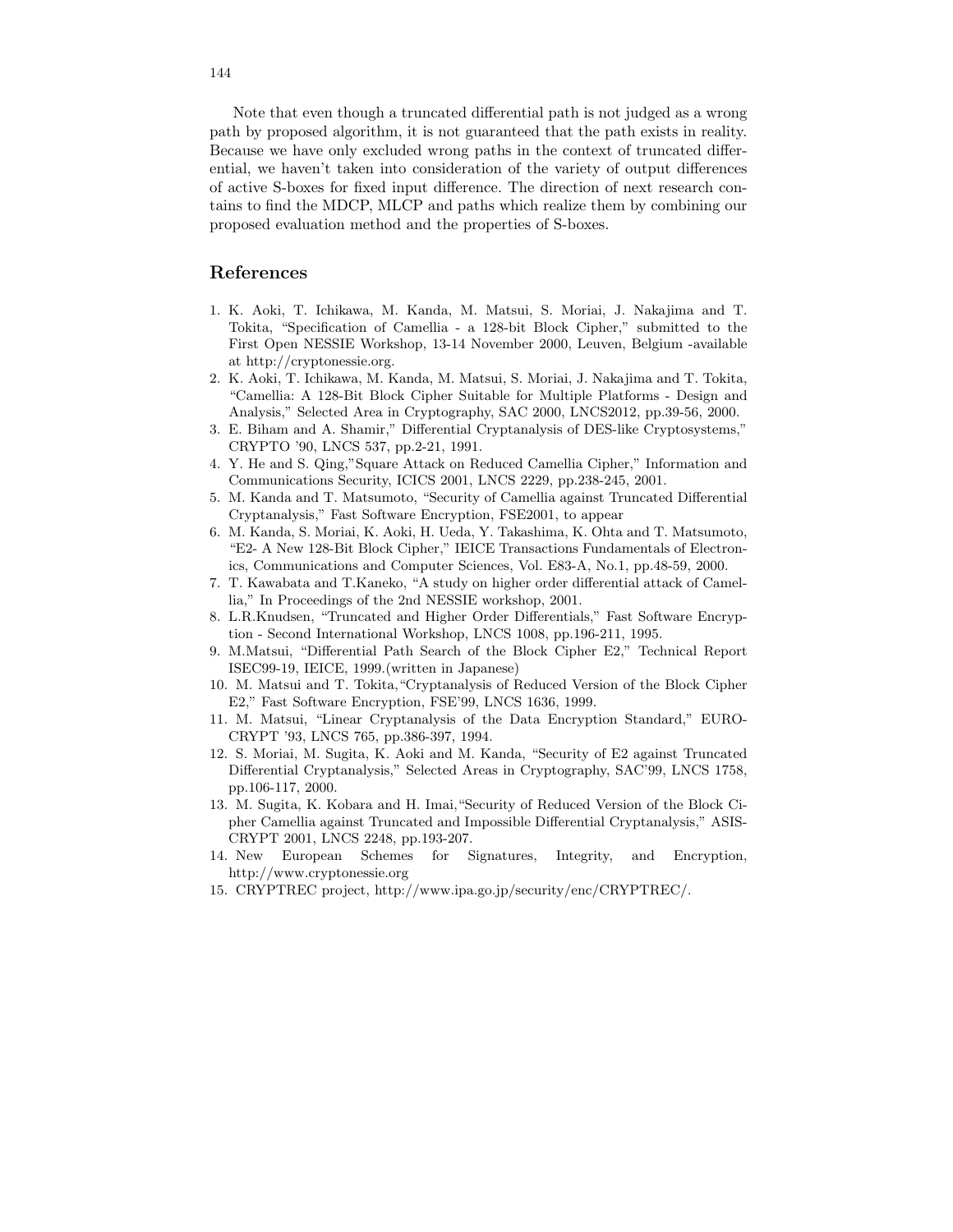Note that even though a truncated differential path is not judged as a wrong path by proposed algorithm, it is not guaranteed that the path exists in reality. Because we have only excluded wrong paths in the context of truncated differential, we haven't taken into consideration of the variety of output differences of active S-boxes for fixed input difference. The direction of next research contains to find the MDCP, MLCP and paths which realize them by combining our proposed evaluation method and the properties of S-boxes.

## References

1. K. Aoki, T. Ichikawa, M. Kanda, M. Matsui, S. Moriai, J. Nakajima and T. Tokita, "Specification of Camellia - a 128-bit Block Cipher," submitted to the First Open NESSIE Workshop, 13-14 November 2000, Leuven, Belgium -available at http://cryptonessie.org.
2. K. Aoki, T. Ichikawa, M. Kanda, M. Matsui, S. Moriai, J. Nakajima and T. Tokita, "Camellia: A 128-Bit Block Cipher Suitable for Multiple Platforms - Design and Analysis," Selected Area in Cryptography, SAC 2000, LNCS2012, pp.39-56, 2000.
3. E. Biham and A. Shamir," Differential Cryptanalysis of DES-like Cryptosystems," CRYPTO '90, LNCS 537, pp.2-21, 1991.
4. Y. He and S. Qing,"Square Attack on Reduced Camellia Cipher," Information and Communications Security, ICICS 2001, LNCS 2229, pp.238-245, 2001.
5. M. Kanda and T. Matsumoto, "Security of Camellia against Truncated Differential Cryptanalysis," Fast Software Encryption, FSE2001, to appear
6. M. Kanda, S. Moriai, K. Aoki, H. Ueda, Y. Takashima, K. Ohta and T. Matsumoto, "E2- A New 128-Bit Block Cipher," IEICE Transactions Fundamentals of Electronics, Communications and Computer Sciences, Vol. E83-A, No.1, pp.48-59, 2000.
7. T. Kawabata and T.Kaneko, "A study on higher order differential attack of Camellia," In Proceedings of the 2nd NESSIE workshop, 2001.
8. L.R.Knudsen, "Truncated and Higher Order Differentials," Fast Software Encryption - Second International Workshop, LNCS 1008, pp.196-211, 1995.
9. M.Matsui, "Differential Path Search of the Block Cipher E2," Technical Report ISEC99-19, IEICE, 1999.(written in Japanese)
10. M. Matsui and T. Tokita,"Cryptanalysis of Reduced Version of the Block Cipher E2," Fast Software Encryption, FSE'99, LNCS 1636, 1999.
11. M. Matsui, "Linear Cryptanalysis of the Data Encryption Standard," EUROCRYPT '93, LNCS 765, pp.386-397, 1994.
12. S. Moriai, M. Sugita, K. Aoki and M. Kanda, "Security of E2 against Truncated Differential Cryptanalysis," Selected Areas in Cryptography, SAC'99, LNCS 1758, pp.106-117, 2000.
13. M. Sugita, K. Kobara and H. Imai,"Security of Reduced Version of the Block Cipher Camellia against Truncated and Impossible Differential Cryptanalysis," ASIACRYPT 2001, LNCS 2248, pp.193-207.
14. New European Schemes for Signatures, Integrity, and Encryption, http://www.cryptonessie.org
15. CRYPTREC project, http://www.ipa.go.jp/security/enc/CRYPTREC/.